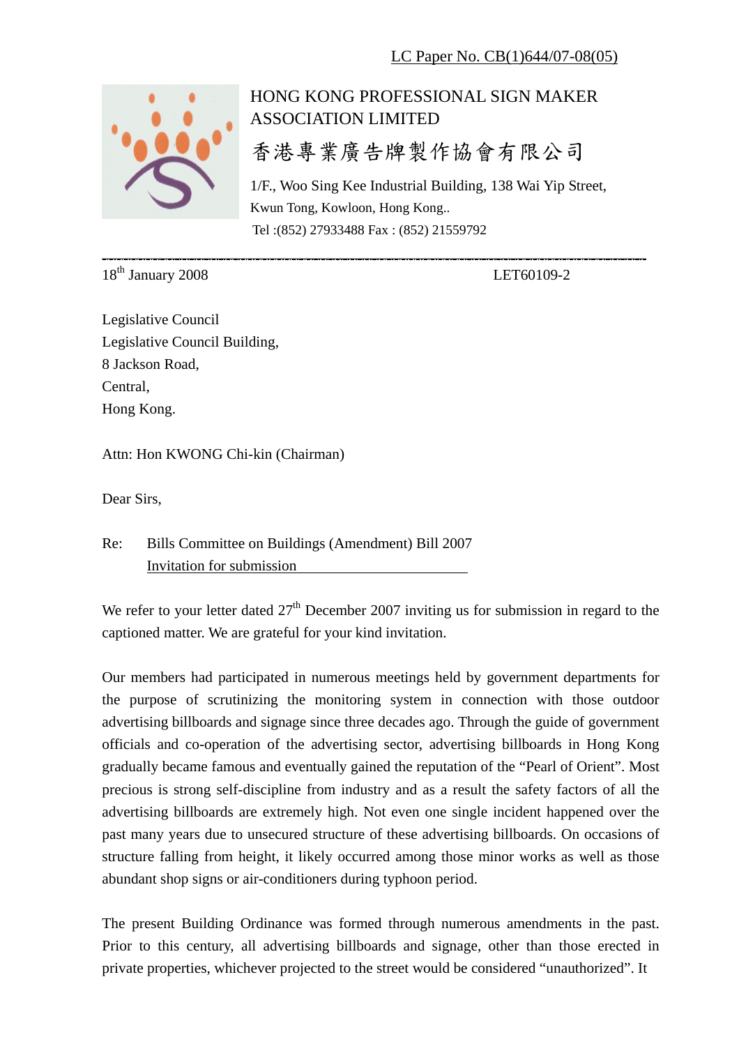LC Paper No. CB(1)644/07-08(05)

HONG KONG PROFESSIONAL SIGN MAKER ASSOCIATION LIMITED

香港專業廣告牌製作協會有限公司

1/F., Woo Sing Kee Industrial Building, 138 Wai Yip Street,
Kwun Tong, Kowloon, Hong Kong..
Tel :(852) 27933488 Fax : (852) 21559792

---

18th January 2008 LET60109-2

Legislative Council
Legislative Council Building,
8 Jackson Road,
Central,
Hong Kong.

Attn: Hon KWONG Chi-kin (Chairman)

Dear Sirs,

Re: Bills Committee on Buildings (Amendment) Bill 2007
Invitation for submission

We refer to your letter dated 27th December 2007 inviting us for submission in regard to the captioned matter. We are grateful for your kind invitation.

Our members had participated in numerous meetings held by government departments for the purpose of scrutinizing the monitoring system in connection with those outdoor advertising billboards and signage since three decades ago. Through the guide of government officials and co-operation of the advertising sector, advertising billboards in Hong Kong gradually became famous and eventually gained the reputation of the "Pearl of Orient". Most precious is strong self-discipline from industry and as a result the safety factors of all the advertising billboards are extremely high. Not even one single incident happened over the past many years due to unsecured structure of these advertising billboards. On occasions of structure falling from height, it likely occurred among those minor works as well as those abundant shop signs or air-conditioners during typhoon period.

The present Building Ordinance was formed through numerous amendments in the past. Prior to this century, all advertising billboards and signage, other than those erected in private properties, whichever projected to the street would be considered "unauthorized". It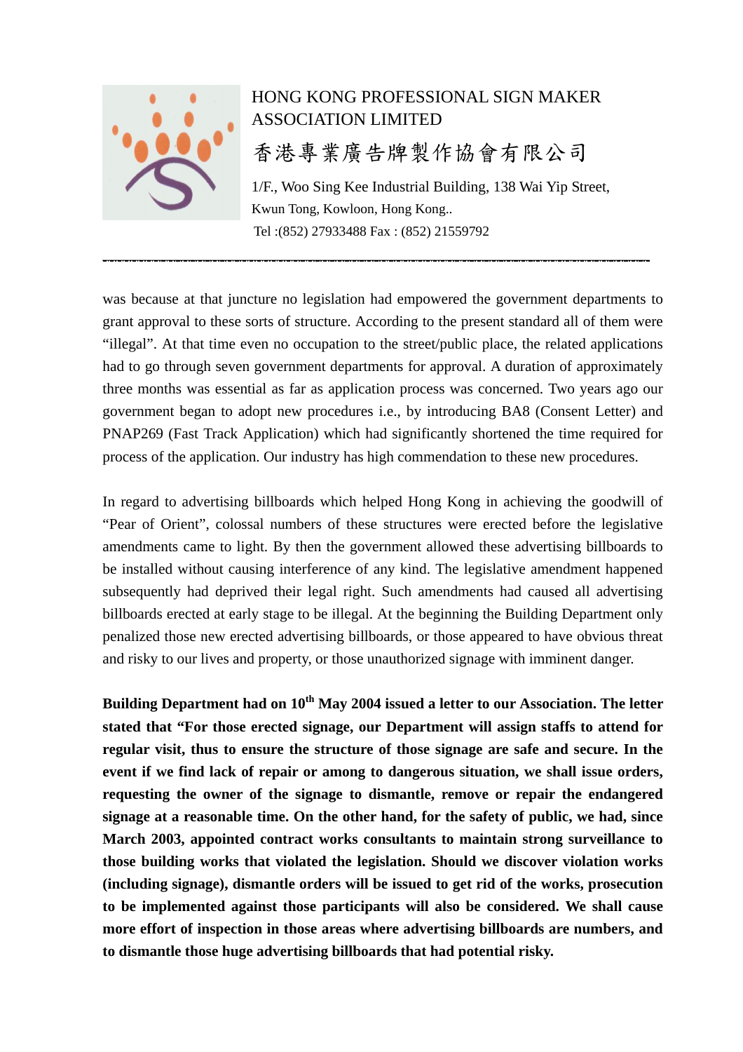was because at that juncture no legislation had empowered the government departments to grant approval to these sorts of structure. According to the present standard all of them were "illegal". At that time even no occupation to the street/public place, the related applications had to go through seven government departments for approval. A duration of approximately three months was essential as far as application process was concerned. Two years ago our government began to adopt new procedures i.e., by introducing BA8 (Consent Letter) and PNAP269 (Fast Track Application) which had significantly shortened the time required for process of the application. Our industry has high commendation to these new procedures.

In regard to advertising billboards which helped Hong Kong in achieving the goodwill of "Pear of Orient", colossal numbers of these structures were erected before the legislative amendments came to light. By then the government allowed these advertising billboards to be installed without causing interference of any kind. The legislative amendment happened subsequently had deprived their legal right. Such amendments had caused all advertising billboards erected at early stage to be illegal. At the beginning the Building Department only penalized those new erected advertising billboards, or those appeared to have obvious threat and risky to our lives and property, or those unauthorized signage with imminent danger.

**Building Department had on 10th May 2004 issued a letter to our Association. The letter stated that "For those erected signage, our Department will assign staffs to attend for regular visit, thus to ensure the structure of those signage are safe and secure. In the event if we find lack of repair or among to dangerous situation, we shall issue orders, requesting the owner of the signage to dismantle, remove or repair the endangered signage at a reasonable time. On the other hand, for the safety of public, we had, since March 2003, appointed contract works consultants to maintain strong surveillance to those building works that violated the legislation. Should we discover violation works (including signage), dismantle orders will be issued to get rid of the works, prosecution to be implemented against those participants will also be considered. We shall cause more effort of inspection in those areas where advertising billboards are numbers, and to dismantle those huge advertising billboards that had potential risky.**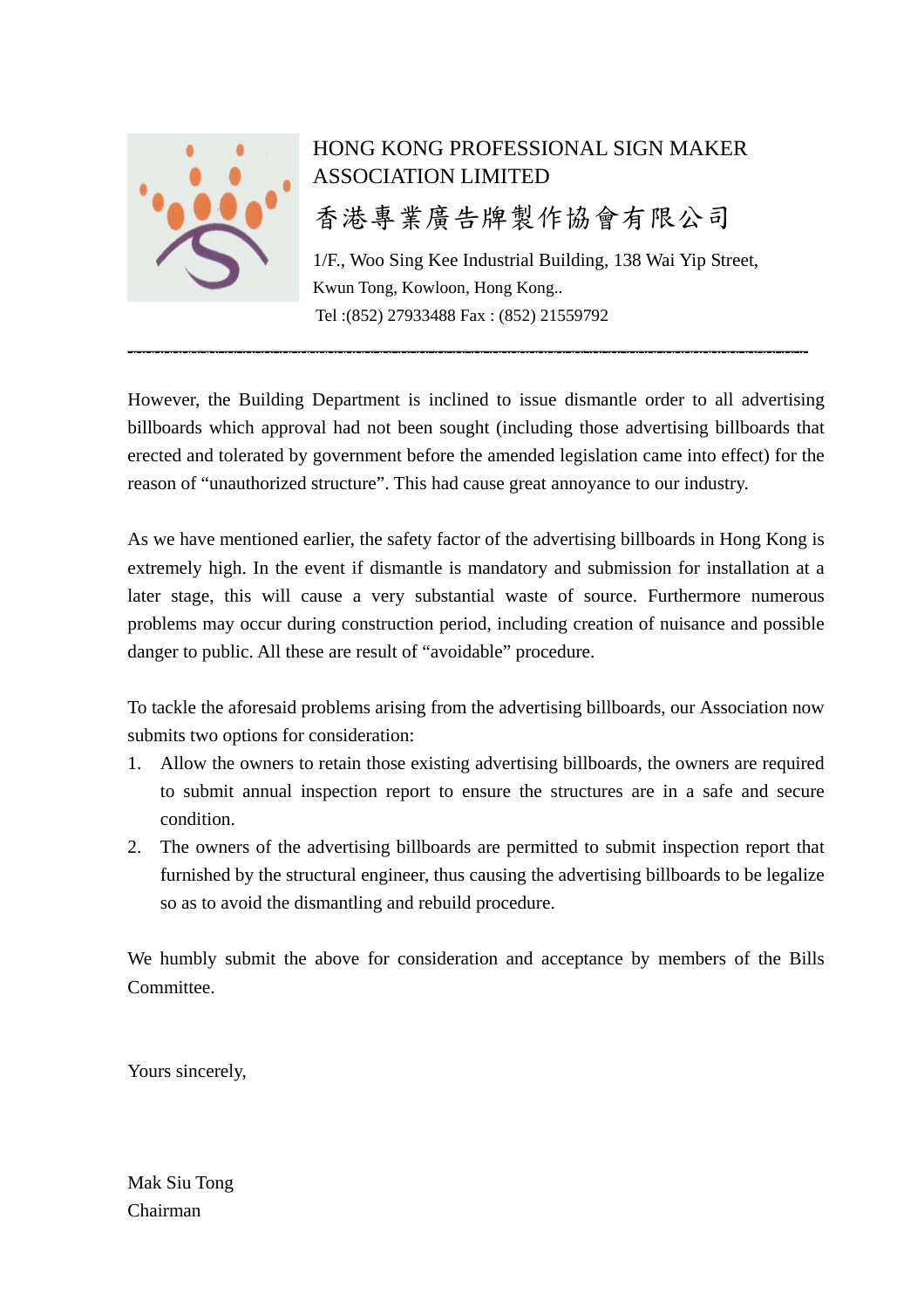HONG KONG PROFESSIONAL SIGN MAKER ASSOCIATION LIMITED

香港專業廣告牌製作協會有限公司

1/F., Woo Sing Kee Industrial Building, 138 Wai Yip Street,
Kwun Tong, Kowloon, Hong Kong..
Tel :(852) 27933488 Fax : (852) 21559792

---

However, the Building Department is inclined to issue dismantle order to all advertising billboards which approval had not been sought (including those advertising billboards that erected and tolerated by government before the amended legislation came into effect) for the reason of "unauthorized structure". This had cause great annoyance to our industry.

As we have mentioned earlier, the safety factor of the advertising billboards in Hong Kong is extremely high. In the event if dismantle is mandatory and submission for installation at a later stage, this will cause a very substantial waste of source. Furthermore numerous problems may occur during construction period, including creation of nuisance and possible danger to public. All these are result of "avoidable" procedure.

To tackle the aforesaid problems arising from the advertising billboards, our Association now submits two options for consideration:

1. Allow the owners to retain those existing advertising billboards, the owners are required to submit annual inspection report to ensure the structures are in a safe and secure condition.
2. The owners of the advertising billboards are permitted to submit inspection report that furnished by the structural engineer, thus causing the advertising billboards to be legalize so as to avoid the dismantling and rebuild procedure.

We humbly submit the above for consideration and acceptance by members of the Bills Committee.

Yours sincerely,

Mak Siu Tong
Chairman